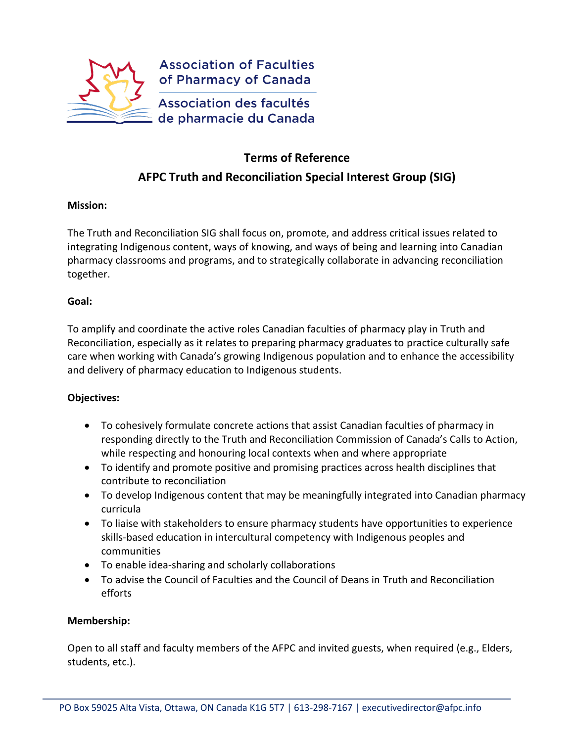Association of Faculties of Pharmacy of Canada

Association des facultés de pharmacie du Canada

# Terms of Reference

## AFPC Truth and Reconciliation Special Interest Group (SIG)

**Mission:**

The Truth and Reconciliation SIG shall focus on, promote, and address critical issues related to integrating Indigenous content, ways of knowing, and ways of being and learning into Canadian pharmacy classrooms and programs, and to strategically collaborate in advancing reconciliation together.

**Goal:**

To amplify and coordinate the active roles Canadian faculties of pharmacy play in Truth and Reconciliation, especially as it relates to preparing pharmacy graduates to practice culturally safe care when working with Canada's growing Indigenous population and to enhance the accessibility and delivery of pharmacy education to Indigenous students.

**Objectives:**

- To cohesively formulate concrete actions that assist Canadian faculties of pharmacy in responding directly to the Truth and Reconciliation Commission of Canada's Calls to Action, while respecting and honouring local contexts when and where appropriate
- To identify and promote positive and promising practices across health disciplines that contribute to reconciliation
- To develop Indigenous content that may be meaningfully integrated into Canadian pharmacy curricula
- To liaise with stakeholders to ensure pharmacy students have opportunities to experience skills-based education in intercultural competency with Indigenous peoples and communities
- To enable idea-sharing and scholarly collaborations
- To advise the Council of Faculties and the Council of Deans in Truth and Reconciliation efforts

**Membership:**

Open to all staff and faculty members of the AFPC and invited guests, when required (e.g., Elders, students, etc.).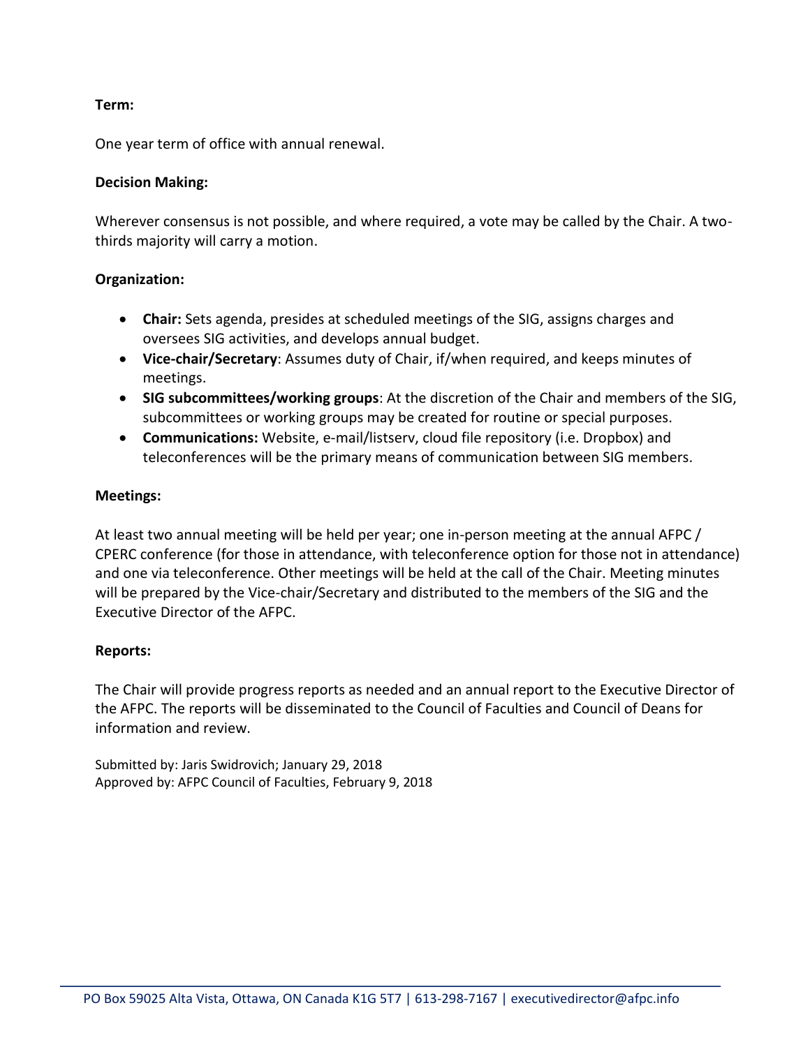**Term:**

One year term of office with annual renewal.

**Decision Making:**

Wherever consensus is not possible, and where required, a vote may be called by the Chair. A two-thirds majority will carry a motion.

**Organization:**

- **Chair:** Sets agenda, presides at scheduled meetings of the SIG, assigns charges and oversees SIG activities, and develops annual budget.
- **Vice-chair/Secretary**: Assumes duty of Chair, if/when required, and keeps minutes of meetings.
- **SIG subcommittees/working groups**: At the discretion of the Chair and members of the SIG, subcommittees or working groups may be created for routine or special purposes.
- **Communications:** Website, e-mail/listserv, cloud file repository (i.e. Dropbox) and teleconferences will be the primary means of communication between SIG members.

**Meetings:**

At least two annual meeting will be held per year; one in-person meeting at the annual AFPC / CPERC conference (for those in attendance, with teleconference option for those not in attendance) and one via teleconference. Other meetings will be held at the call of the Chair. Meeting minutes will be prepared by the Vice-chair/Secretary and distributed to the members of the SIG and the Executive Director of the AFPC.

**Reports:**

The Chair will provide progress reports as needed and an annual report to the Executive Director of the AFPC. The reports will be disseminated to the Council of Faculties and Council of Deans for information and review.

Submitted by: Jaris Swidrovich; January 29, 2018
Approved by: AFPC Council of Faculties, February 9, 2018